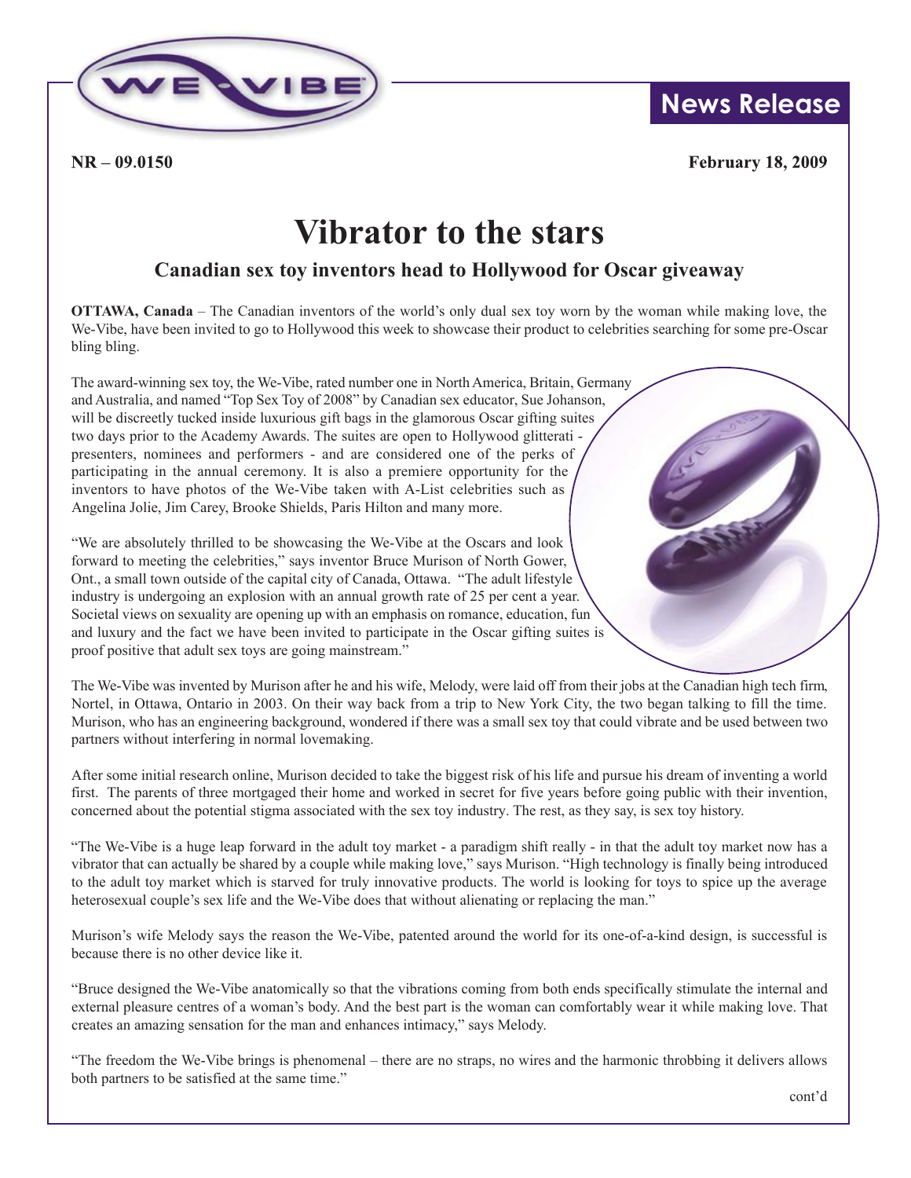**News Release**

**NR – 09.0150** **February 18, 2009**

# Vibrator to the stars

## Canadian sex toy inventors head to Hollywood for Oscar giveaway

**OTTAWA, Canada** – The Canadian inventors of the world's only dual sex toy worn by the woman while making love, the We-Vibe, have been invited to go to Hollywood this week to showcase their product to celebrities searching for some pre-Oscar bling bling.

The award-winning sex toy, the We-Vibe, rated number one in North America, Britain, Germany and Australia, and named "Top Sex Toy of 2008" by Canadian sex educator, Sue Johanson, will be discreetly tucked inside luxurious gift bags in the glamorous Oscar gifting suites two days prior to the Academy Awards. The suites are open to Hollywood glitterati - presenters, nominees and performers - and are considered one of the perks of participating in the annual ceremony. It is also a premiere opportunity for the inventors to have photos of the We-Vibe taken with A-List celebrities such as Angelina Jolie, Jim Carey, Brooke Shields, Paris Hilton and many more.

"We are absolutely thrilled to be showcasing the We-Vibe at the Oscars and look forward to meeting the celebrities," says inventor Bruce Murison of North Gower, Ont., a small town outside of the capital city of Canada, Ottawa. "The adult lifestyle industry is undergoing an explosion with an annual growth rate of 25 per cent a year. Societal views on sexuality are opening up with an emphasis on romance, education, fun and luxury and the fact we have been invited to participate in the Oscar gifting suites is proof positive that adult sex toys are going mainstream."

The We-Vibe was invented by Murison after he and his wife, Melody, were laid off from their jobs at the Canadian high tech firm, Nortel, in Ottawa, Ontario in 2003. On their way back from a trip to New York City, the two began talking to fill the time. Murison, who has an engineering background, wondered if there was a small sex toy that could vibrate and be used between two partners without interfering in normal lovemaking.

After some initial research online, Murison decided to take the biggest risk of his life and pursue his dream of inventing a world first. The parents of three mortgaged their home and worked in secret for five years before going public with their invention, concerned about the potential stigma associated with the sex toy industry. The rest, as they say, is sex toy history.

"The We-Vibe is a huge leap forward in the adult toy market - a paradigm shift really - in that the adult toy market now has a vibrator that can actually be shared by a couple while making love," says Murison. "High technology is finally being introduced to the adult toy market which is starved for truly innovative products. The world is looking for toys to spice up the average heterosexual couple's sex life and the We-Vibe does that without alienating or replacing the man."

Murison's wife Melody says the reason the We-Vibe, patented around the world for its one-of-a-kind design, is successful is because there is no other device like it.

"Bruce designed the We-Vibe anatomically so that the vibrations coming from both ends specifically stimulate the internal and external pleasure centres of a woman's body. And the best part is the woman can comfortably wear it while making love. That creates an amazing sensation for the man and enhances intimacy," says Melody.

"The freedom the We-Vibe brings is phenomenal – there are no straps, no wires and the harmonic throbbing it delivers allows both partners to be satisfied at the same time."

cont'd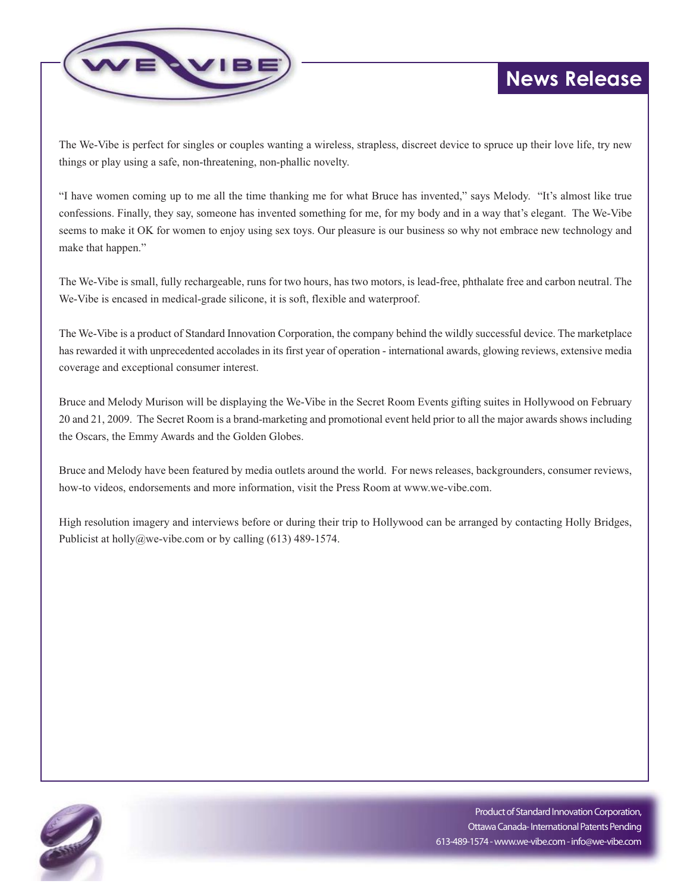The We-Vibe is perfect for singles or couples wanting a wireless, strapless, discreet device to spruce up their love life, try new things or play using a safe, non-threatening, non-phallic novelty.

"I have women coming up to me all the time thanking me for what Bruce has invented," says Melody. "It's almost like true confessions. Finally, they say, someone has invented something for me, for my body and in a way that's elegant. The We-Vibe seems to make it OK for women to enjoy using sex toys. Our pleasure is our business so why not embrace new technology and make that happen."

The We-Vibe is small, fully rechargeable, runs for two hours, has two motors, is lead-free, phthalate free and carbon neutral. The We-Vibe is encased in medical-grade silicone, it is soft, flexible and waterproof.

The We-Vibe is a product of Standard Innovation Corporation, the company behind the wildly successful device. The marketplace has rewarded it with unprecedented accolades in its first year of operation - international awards, glowing reviews, extensive media coverage and exceptional consumer interest.

Bruce and Melody Murison will be displaying the We-Vibe in the Secret Room Events gifting suites in Hollywood on February 20 and 21, 2009. The Secret Room is a brand-marketing and promotional event held prior to all the major awards shows including the Oscars, the Emmy Awards and the Golden Globes.

Bruce and Melody have been featured by media outlets around the world. For news releases, backgrounders, consumer reviews, how-to videos, endorsements and more information, visit the Press Room at www.we-vibe.com.

High resolution imagery and interviews before or during their trip to Hollywood can be arranged by contacting Holly Bridges, Publicist at holly@we-vibe.com or by calling (613) 489-1574.